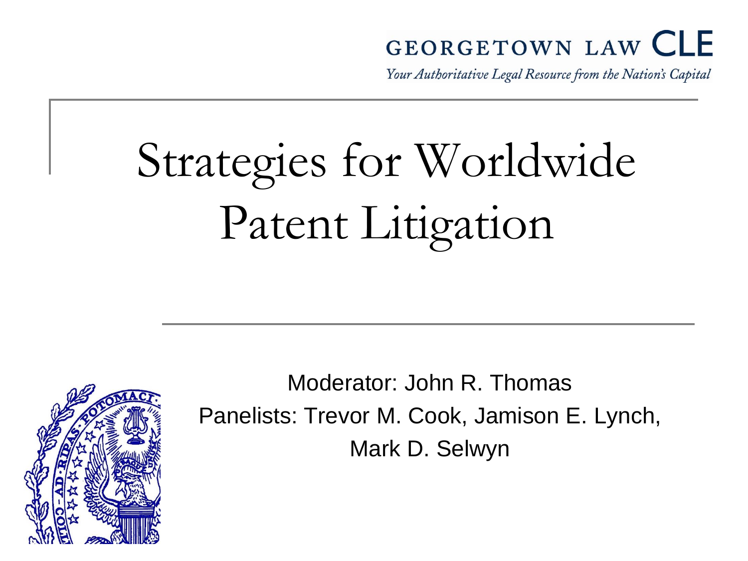GEORGETOWN LAW CLE

*Your Authoritative Legal Resource from the Nation's Capital*

# Strategies for Worldwide Patent Litigation

Moderator: John R. Thomas

Panelists: Trevor M. Cook, Jamison E. Lynch, Mark D. Selwyn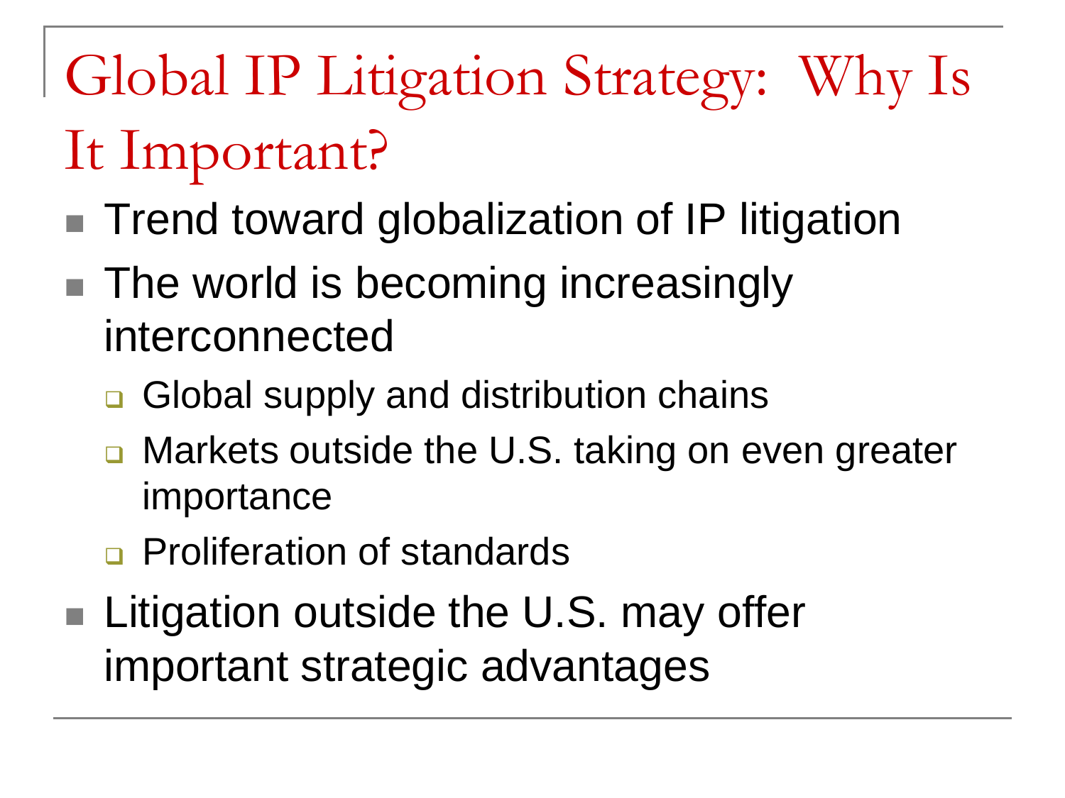# Global IP Litigation Strategy: Why Is It Important?

- Trend toward globalization of IP litigation
- The world is becoming increasingly interconnected
  - Global supply and distribution chains
  - Markets outside the U.S. taking on even greater importance
  - Proliferation of standards
- Litigation outside the U.S. may offer important strategic advantages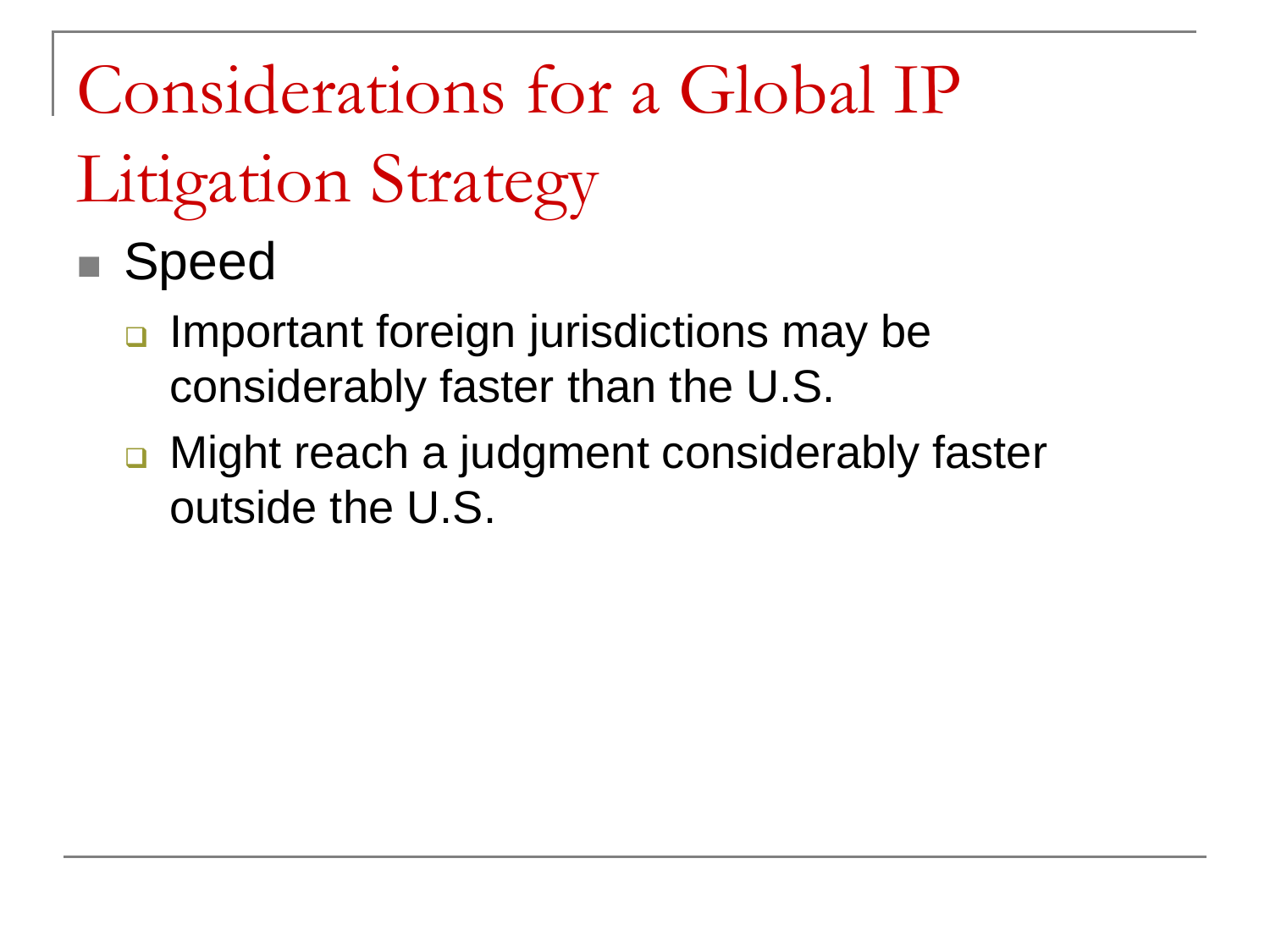# Considerations for a Global IP Litigation Strategy

- Speed
  - Important foreign jurisdictions may be considerably faster than the U.S.
  - Might reach a judgment considerably faster outside the U.S.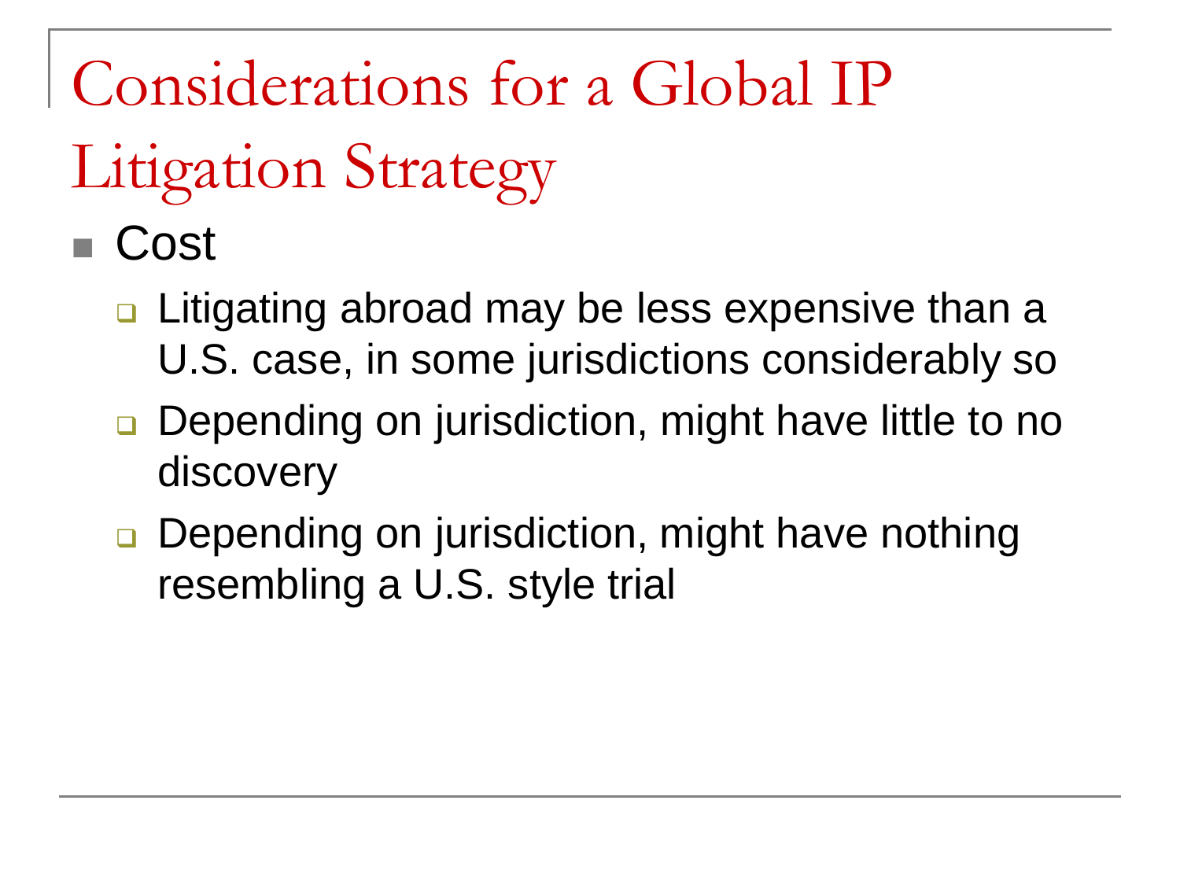# Considerations for a Global IP Litigation Strategy

- Cost
  - Litigating abroad may be less expensive than a U.S. case, in some jurisdictions considerably so
  - Depending on jurisdiction, might have little to no discovery
  - Depending on jurisdiction, might have nothing resembling a U.S. style trial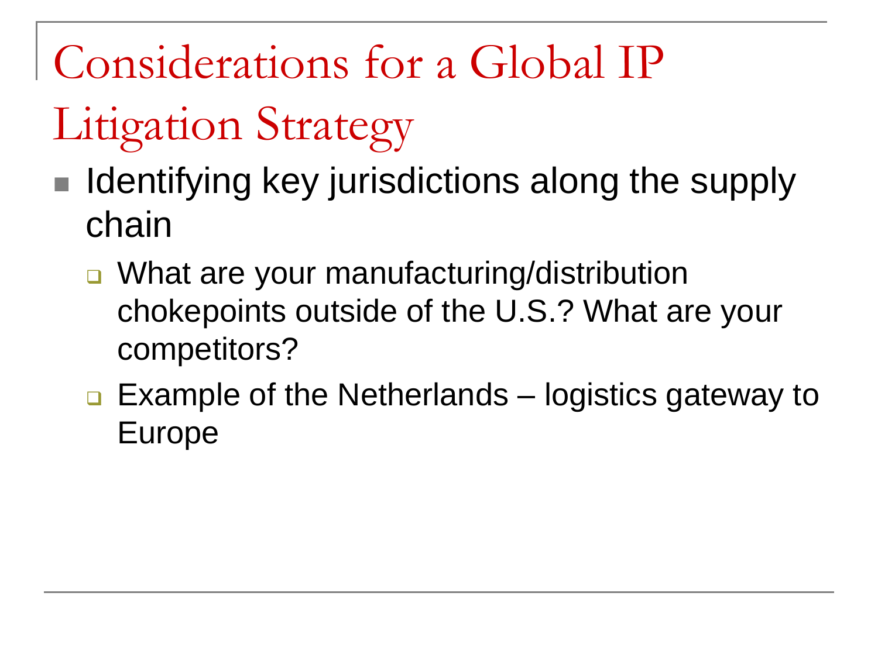# Considerations for a Global IP Litigation Strategy

- Identifying key jurisdictions along the supply chain
  - What are your manufacturing/distribution chokepoints outside of the U.S.? What are your competitors?
  - Example of the Netherlands – logistics gateway to Europe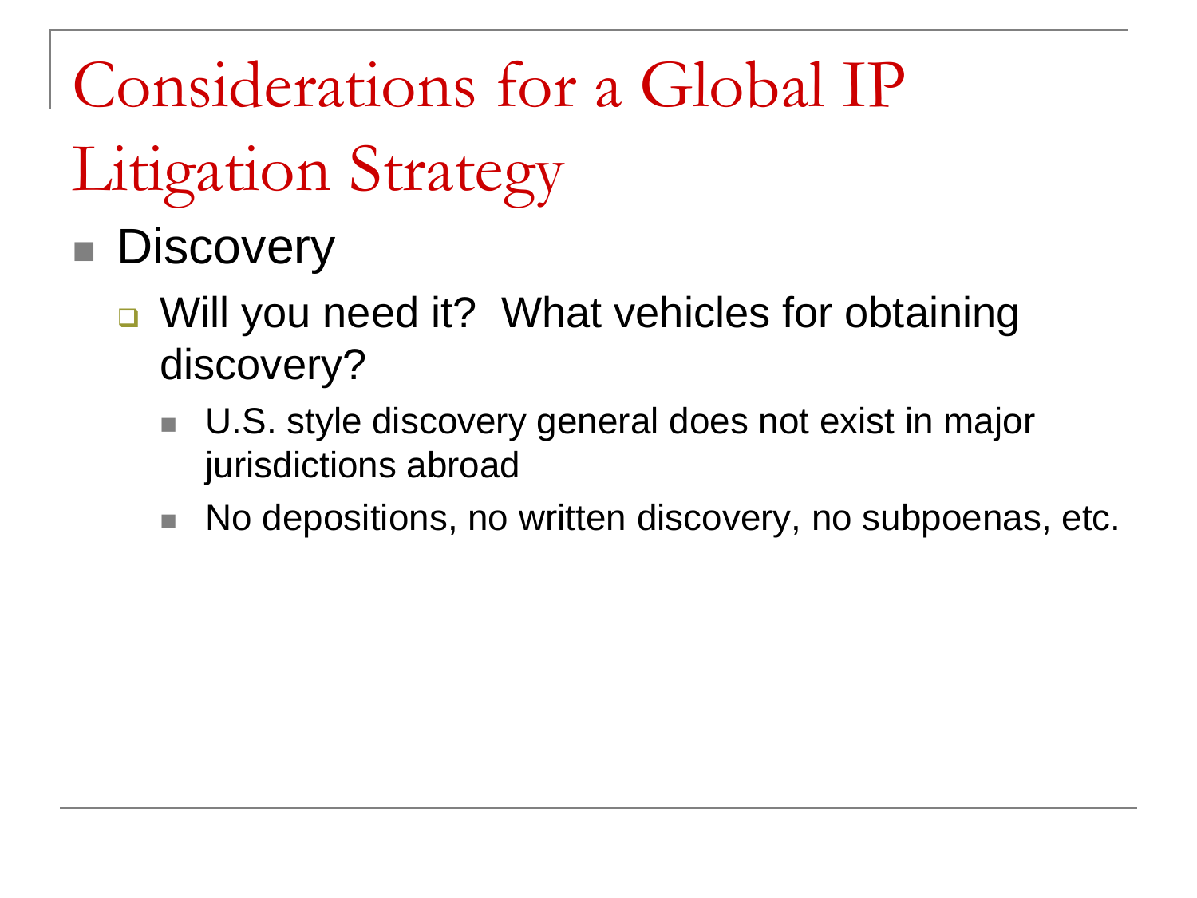# Considerations for a Global IP Litigation Strategy

- Discovery
  - Will you need it? What vehicles for obtaining discovery?
    - U.S. style discovery general does not exist in major jurisdictions abroad
    - No depositions, no written discovery, no subpoenas, etc.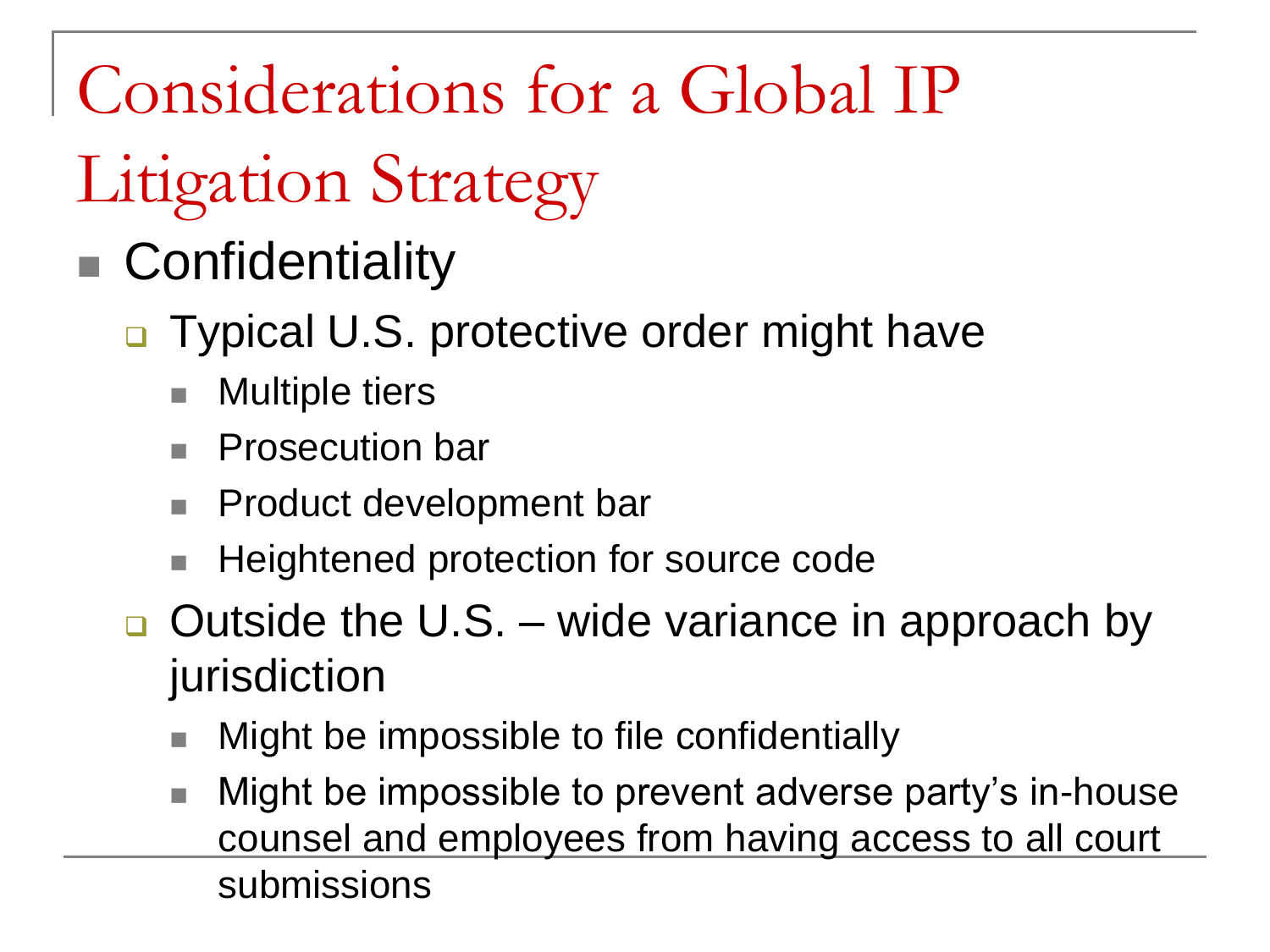# Considerations for a Global IP Litigation Strategy

- Confidentiality
  - Typical U.S. protective order might have
    - Multiple tiers
    - Prosecution bar
    - Product development bar
    - Heightened protection for source code
  - Outside the U.S. – wide variance in approach by jurisdiction
    - Might be impossible to file confidentially
    - Might be impossible to prevent adverse party's in-house counsel and employees from having access to all court submissions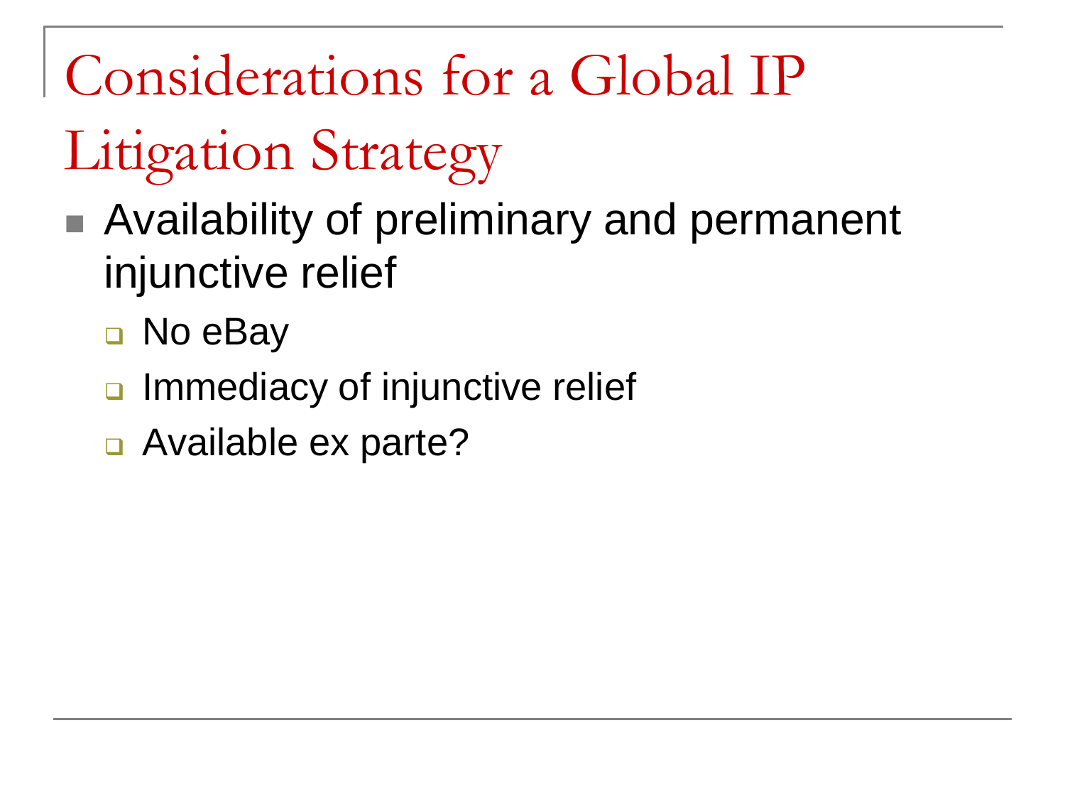# Considerations for a Global IP Litigation Strategy

- Availability of preliminary and permanent injunctive relief
  - No eBay
  - Immediacy of injunctive relief
  - Available ex parte?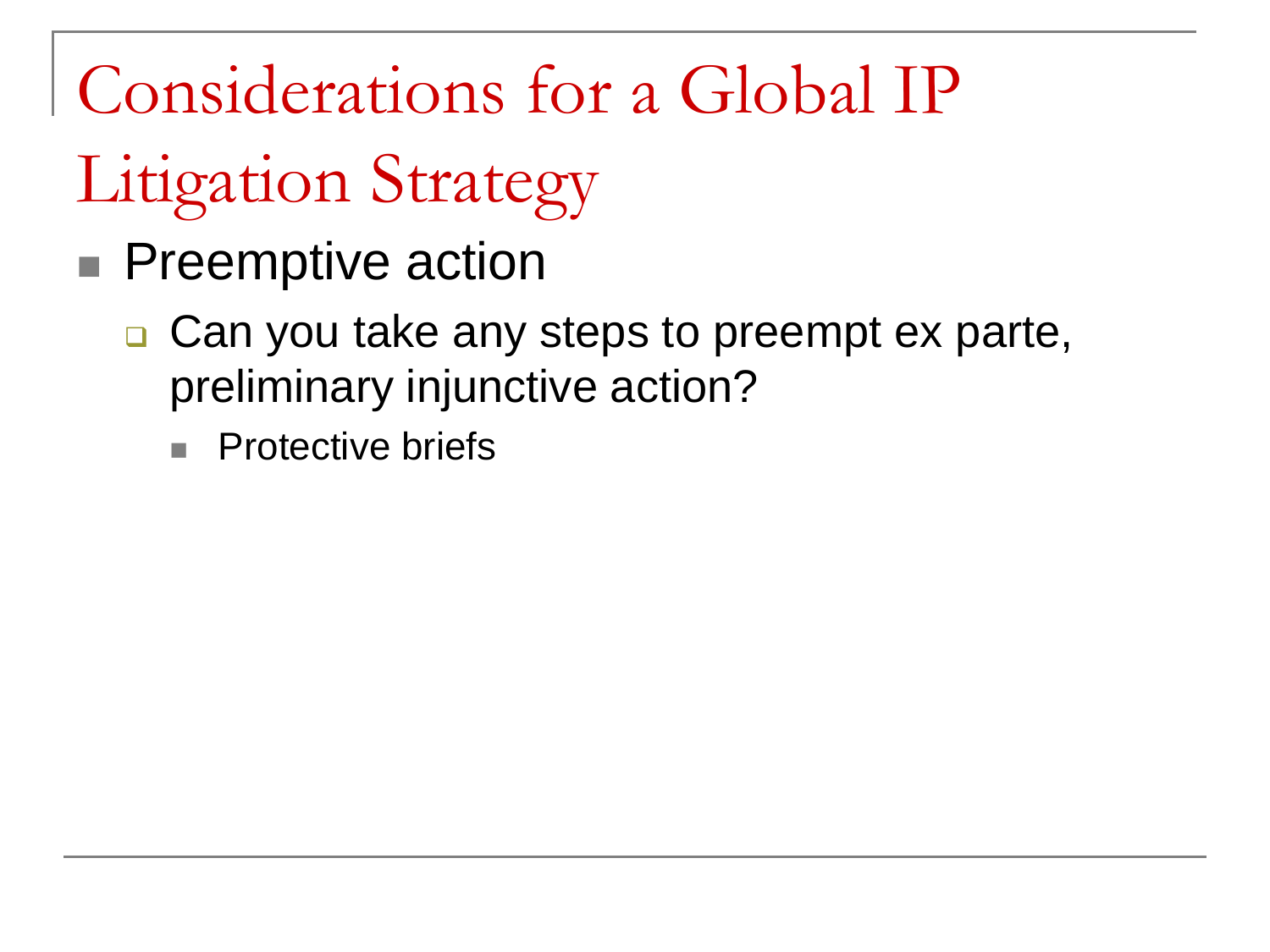# Considerations for a Global IP Litigation Strategy

- Preemptive action
  - Can you take any steps to preempt ex parte, preliminary injunctive action?
    - Protective briefs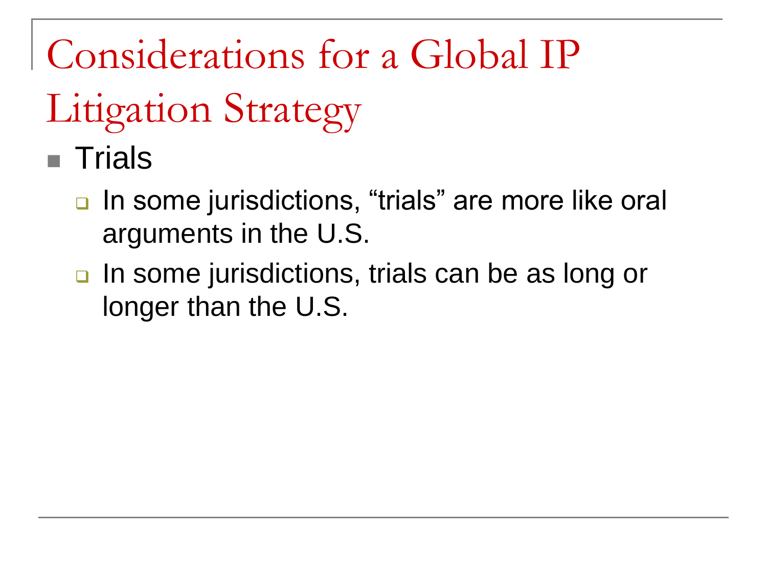# Considerations for a Global IP Litigation Strategy

- Trials
  - In some jurisdictions, “trials” are more like oral arguments in the U.S.
  - In some jurisdictions, trials can be as long or longer than the U.S.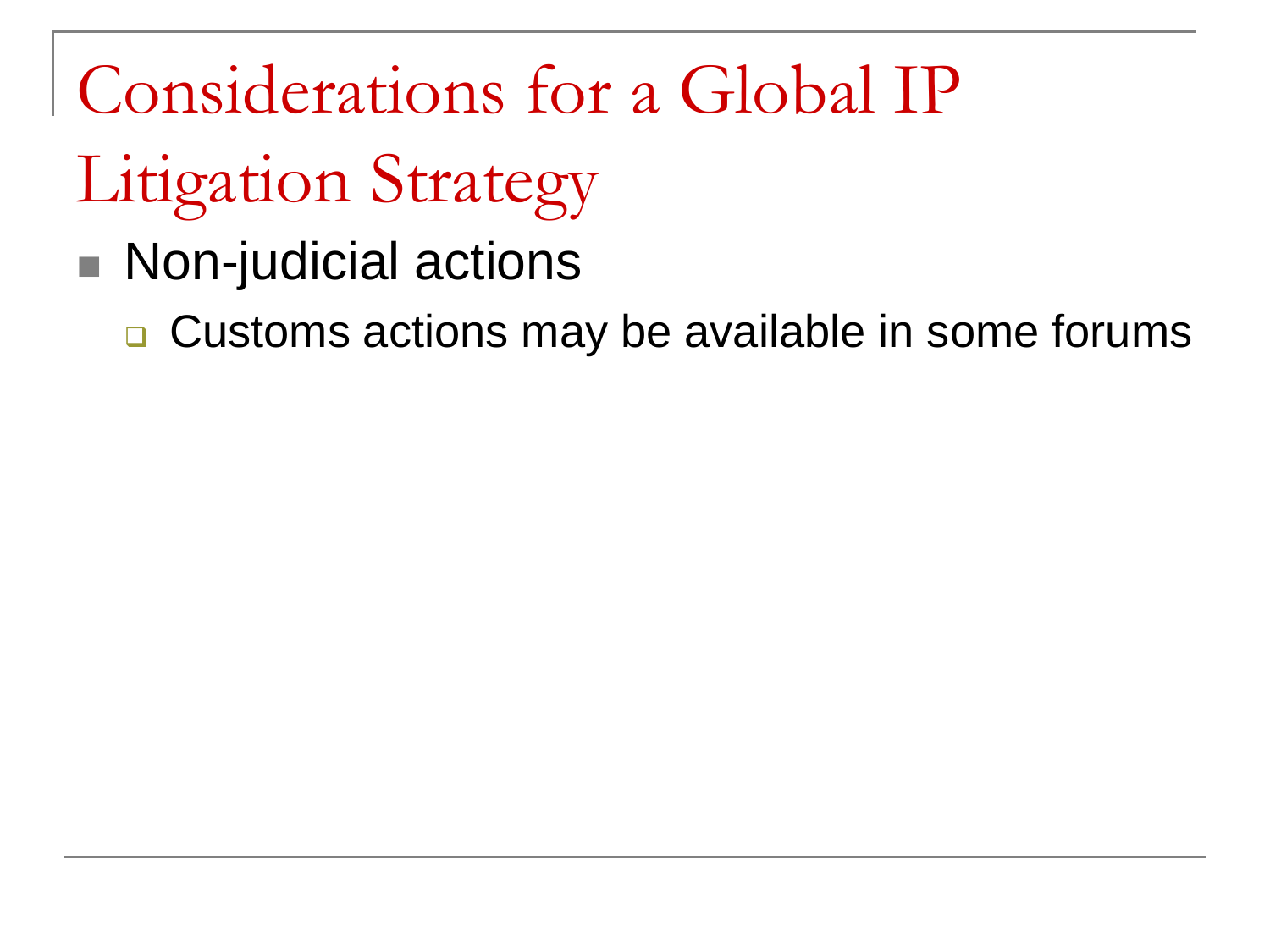# Considerations for a Global IP Litigation Strategy

- Non-judicial actions
  - Customs actions may be available in some forums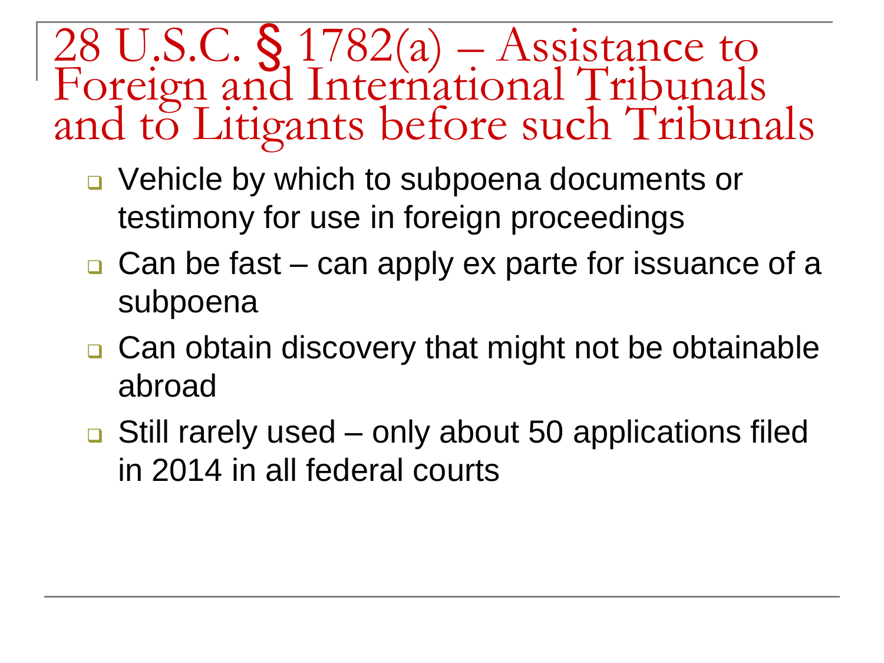# 28 U.S.C. § 1782(a) – Assistance to Foreign and International Tribunals and to Litigants before such Tribunals

- Vehicle by which to subpoena documents or testimony for use in foreign proceedings
- Can be fast – can apply ex parte for issuance of a subpoena
- Can obtain discovery that might not be obtainable abroad
- Still rarely used – only about 50 applications filed in 2014 in all federal courts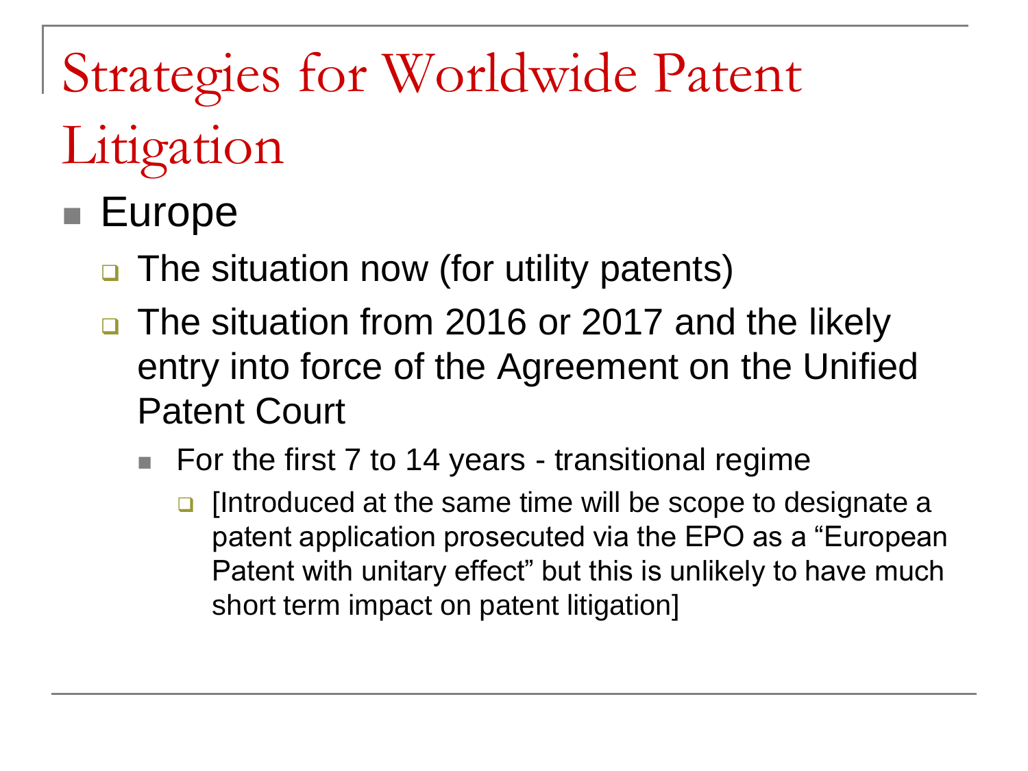# Strategies for Worldwide Patent Litigation

- Europe
  - The situation now (for utility patents)
  - The situation from 2016 or 2017 and the likely entry into force of the Agreement on the Unified Patent Court
    - For the first 7 to 14 years - transitional regime
      - [Introduced at the same time will be scope to designate a patent application prosecuted via the EPO as a "European Patent with unitary effect" but this is unlikely to have much short term impact on patent litigation]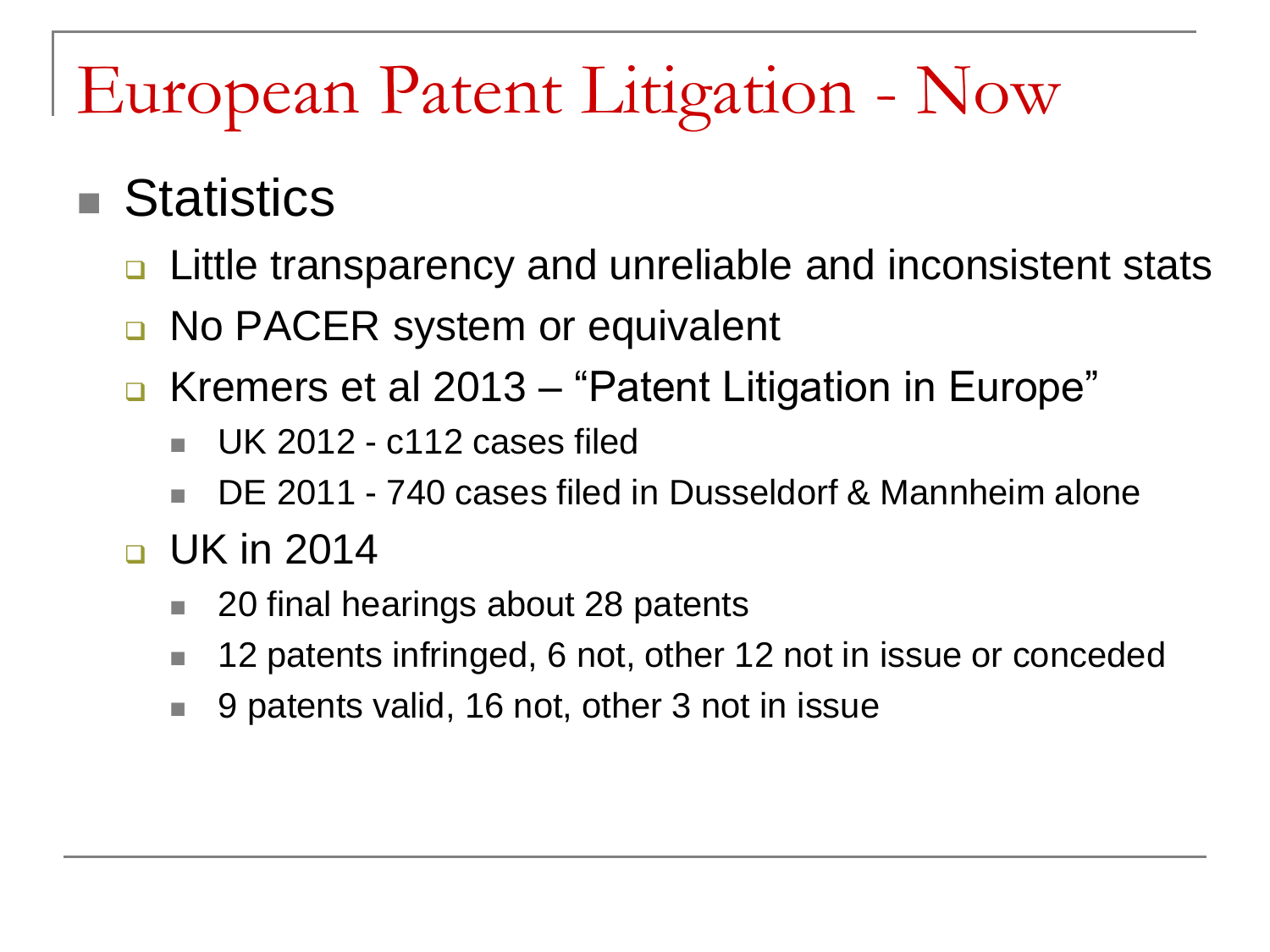# European Patent Litigation - Now

- Statistics
  - Little transparency and unreliable and inconsistent stats
  - No PACER system or equivalent
  - Kremers et al 2013 – "Patent Litigation in Europe"
    - UK 2012 - c112 cases filed
    - DE 2011 - 740 cases filed in Dusseldorf & Mannheim alone
  - UK in 2014
    - 20 final hearings about 28 patents
    - 12 patents infringed, 6 not, other 12 not in issue or conceded
    - 9 patents valid, 16 not, other 3 not in issue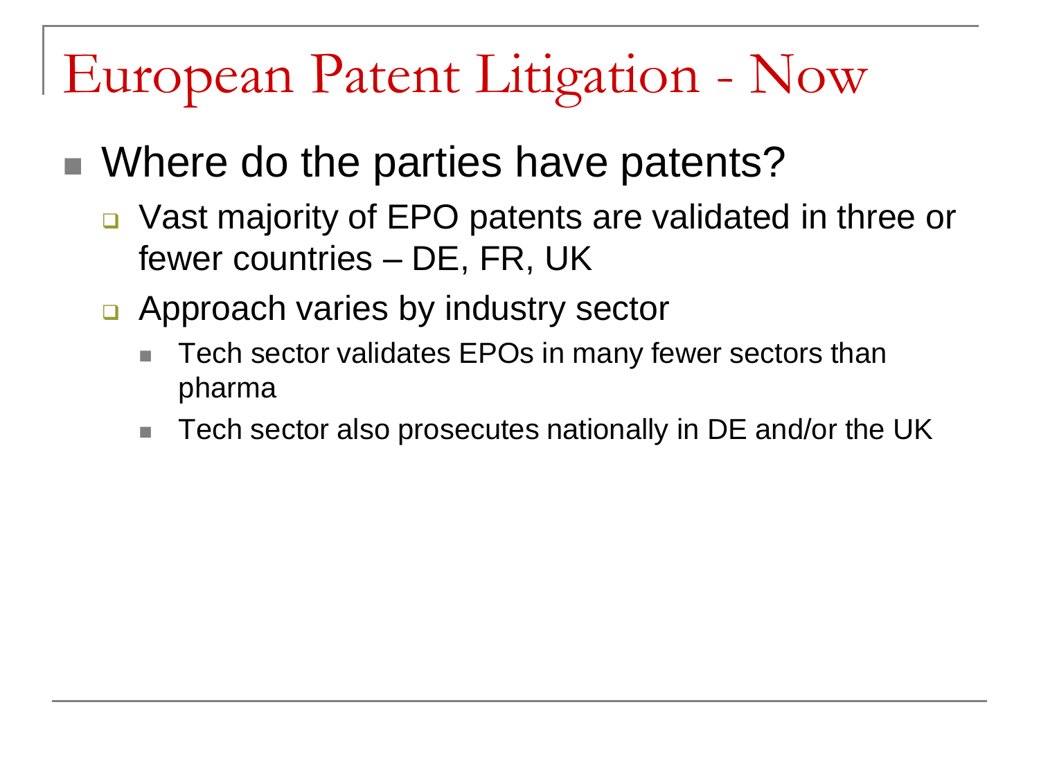# European Patent Litigation - Now

- Where do the parties have patents?
  - Vast majority of EPO patents are validated in three or fewer countries – DE, FR, UK
  - Approach varies by industry sector
    - Tech sector validates EPOs in many fewer sectors than pharma
    - Tech sector also prosecutes nationally in DE and/or the UK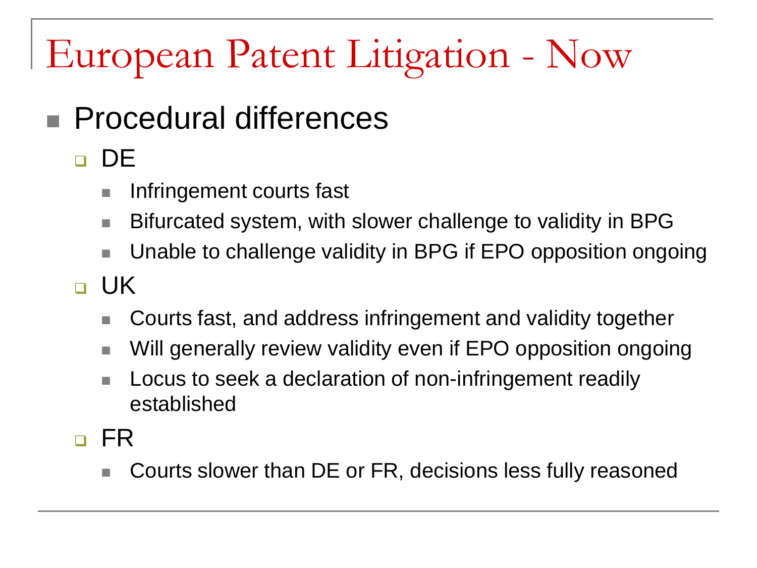# European Patent Litigation - Now

- Procedural differences
  - DE
    - Infringement courts fast
    - Bifurcated system, with slower challenge to validity in BPG
    - Unable to challenge validity in BPG if EPO opposition ongoing
  - UK
    - Courts fast, and address infringement and validity together
    - Will generally review validity even if EPO opposition ongoing
    - Locus to seek a declaration of non-infringement readily established
  - FR
    - Courts slower than DE or FR, decisions less fully reasoned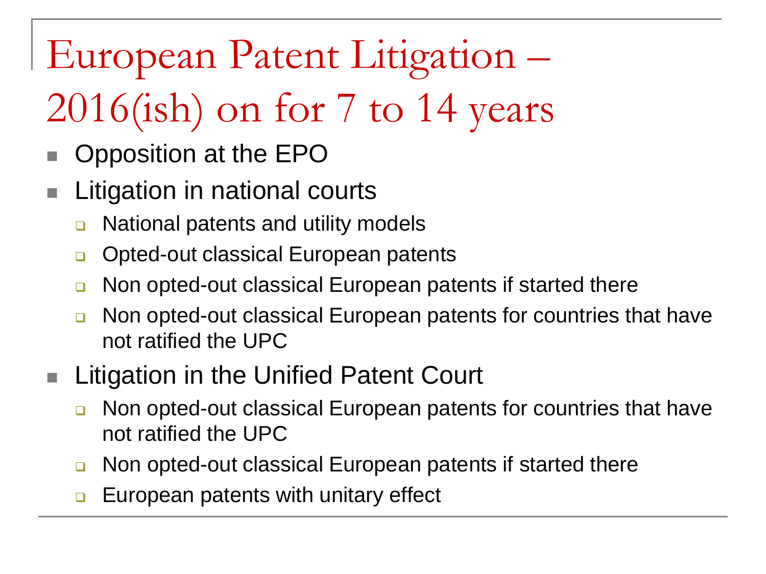# European Patent Litigation – 2016(ish) on for 7 to 14 years

- Opposition at the EPO
- Litigation in national courts
  - National patents and utility models
  - Opted-out classical European patents
  - Non opted-out classical European patents if started there
  - Non opted-out classical European patents for countries that have not ratified the UPC
- Litigation in the Unified Patent Court
  - Non opted-out classical European patents for countries that have not ratified the UPC
  - Non opted-out classical European patents if started there
  - European patents with unitary effect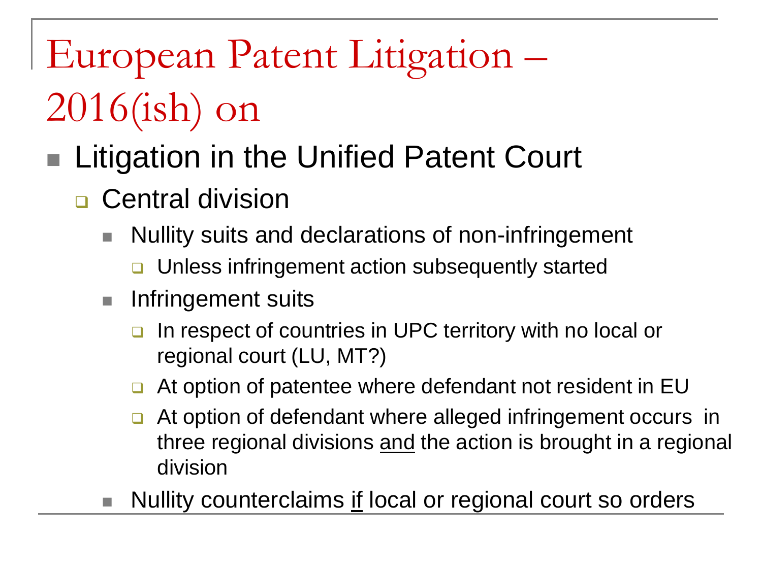# European Patent Litigation – 2016(ish) on

- Litigation in the Unified Patent Court
  - Central division
    - Nullity suits and declarations of non-infringement
      - Unless infringement action subsequently started
    - Infringement suits
      - In respect of countries in UPC territory with no local or regional court (LU, MT?)
      - At option of patentee where defendant not resident in EU
      - At option of defendant where alleged infringement occurs in three regional divisions <u>and</u> the action is brought in a regional division
    - Nullity counterclaims <u>if</u> local or regional court so orders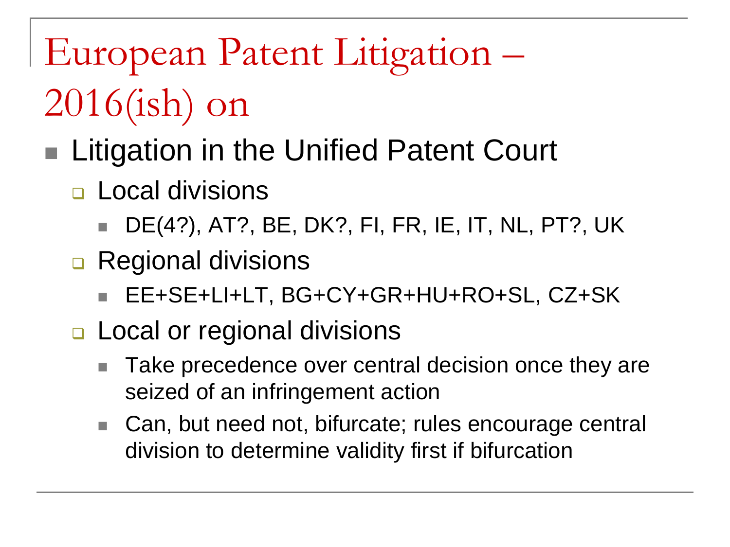# European Patent Litigation – 2016(ish) on

- Litigation in the Unified Patent Court
  - Local divisions
    - DE(4?), AT?, BE, DK?, FI, FR, IE, IT, NL, PT?, UK
  - Regional divisions
    - EE+SE+LI+LT, BG+CY+GR+HU+RO+SL, CZ+SK
  - Local or regional divisions
    - Take precedence over central decision once they are seized of an infringement action
    - Can, but need not, bifurcate; rules encourage central division to determine validity first if bifurcation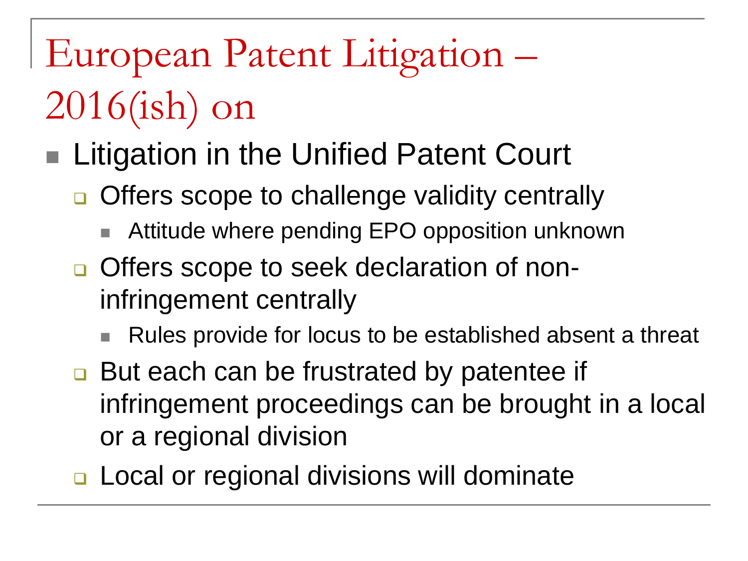# European Patent Litigation – 2016(ish) on

- Litigation in the Unified Patent Court
  - Offers scope to challenge validity centrally
    - Attitude where pending EPO opposition unknown
  - Offers scope to seek declaration of non-infringement centrally
    - Rules provide for locus to be established absent a threat
  - But each can be frustrated by patentee if infringement proceedings can be brought in a local or a regional division
  - Local or regional divisions will dominate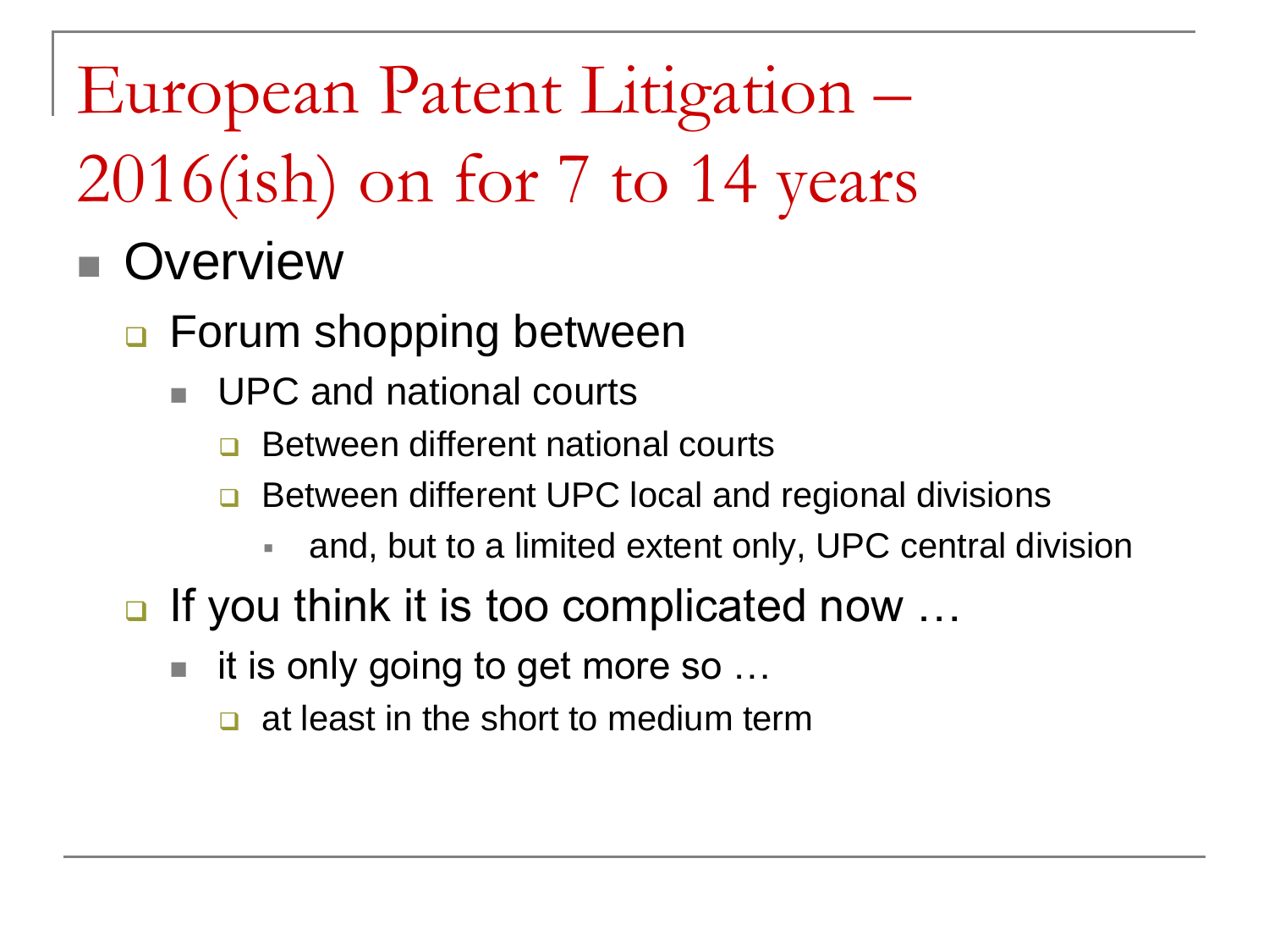# European Patent Litigation – 2016(ish) on for 7 to 14 years

- Overview
  - Forum shopping between
    - UPC and national courts
      - Between different national courts
      - Between different UPC local and regional divisions
        - and, but to a limited extent only, UPC central division
  - If you think it is too complicated now …
    - it is only going to get more so …
      - at least in the short to medium term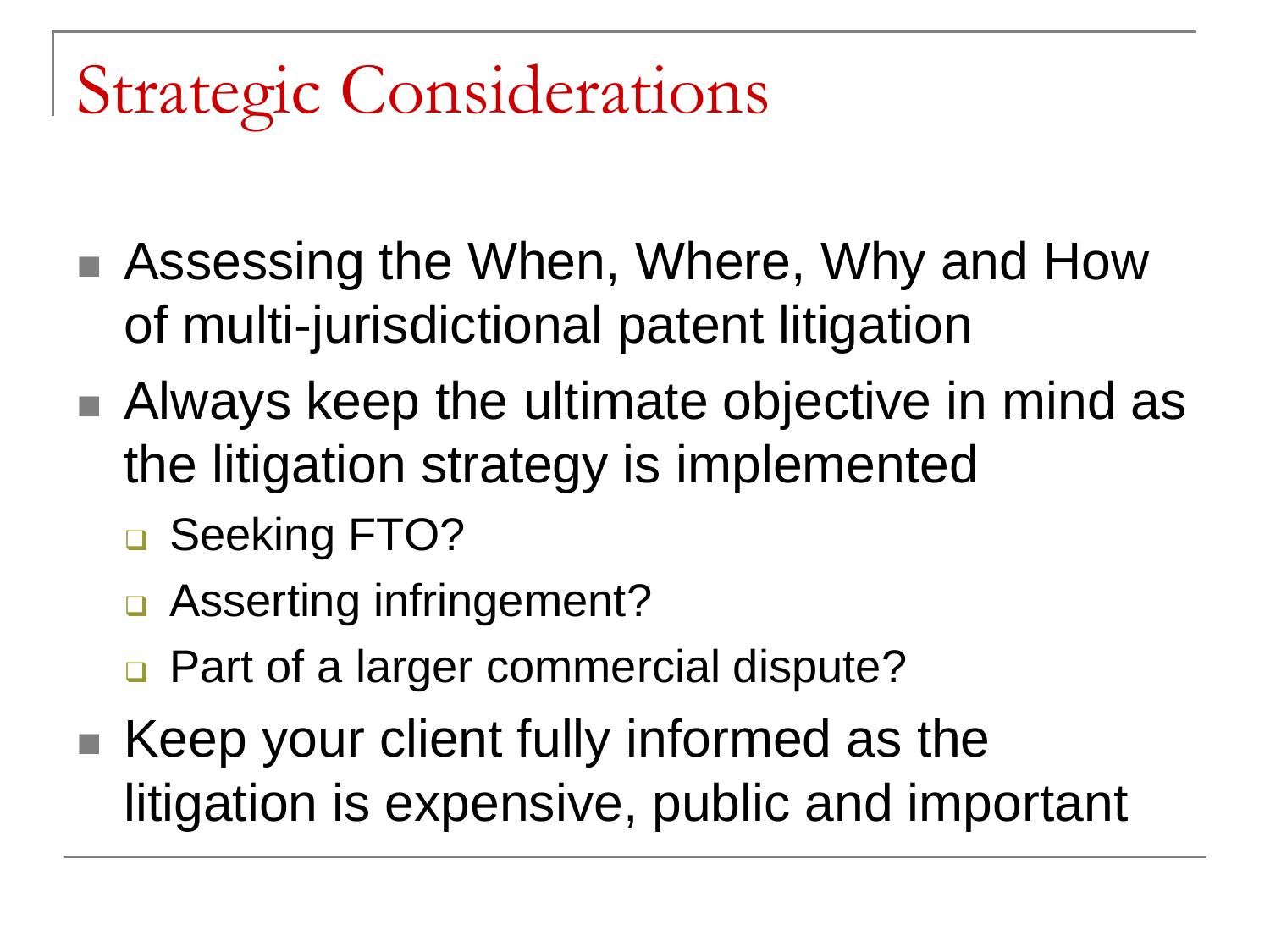# Strategic Considerations

- Assessing the When, Where, Why and How of multi-jurisdictional patent litigation
- Always keep the ultimate objective in mind as the litigation strategy is implemented
  - Seeking FTO?
  - Asserting infringement?
  - Part of a larger commercial dispute?
- Keep your client fully informed as the litigation is expensive, public and important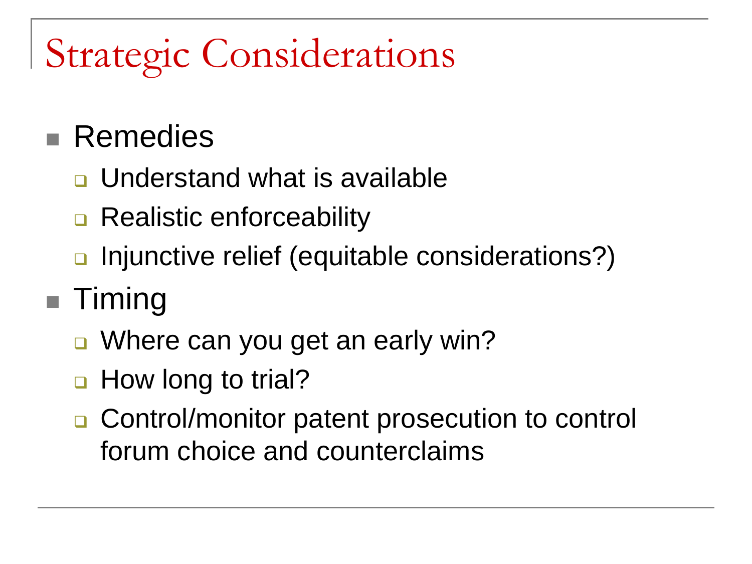# Strategic Considerations

- Remedies
  - Understand what is available
  - Realistic enforceability
  - Injunctive relief (equitable considerations?)
- Timing
  - Where can you get an early win?
  - How long to trial?
  - Control/monitor patent prosecution to control forum choice and counterclaims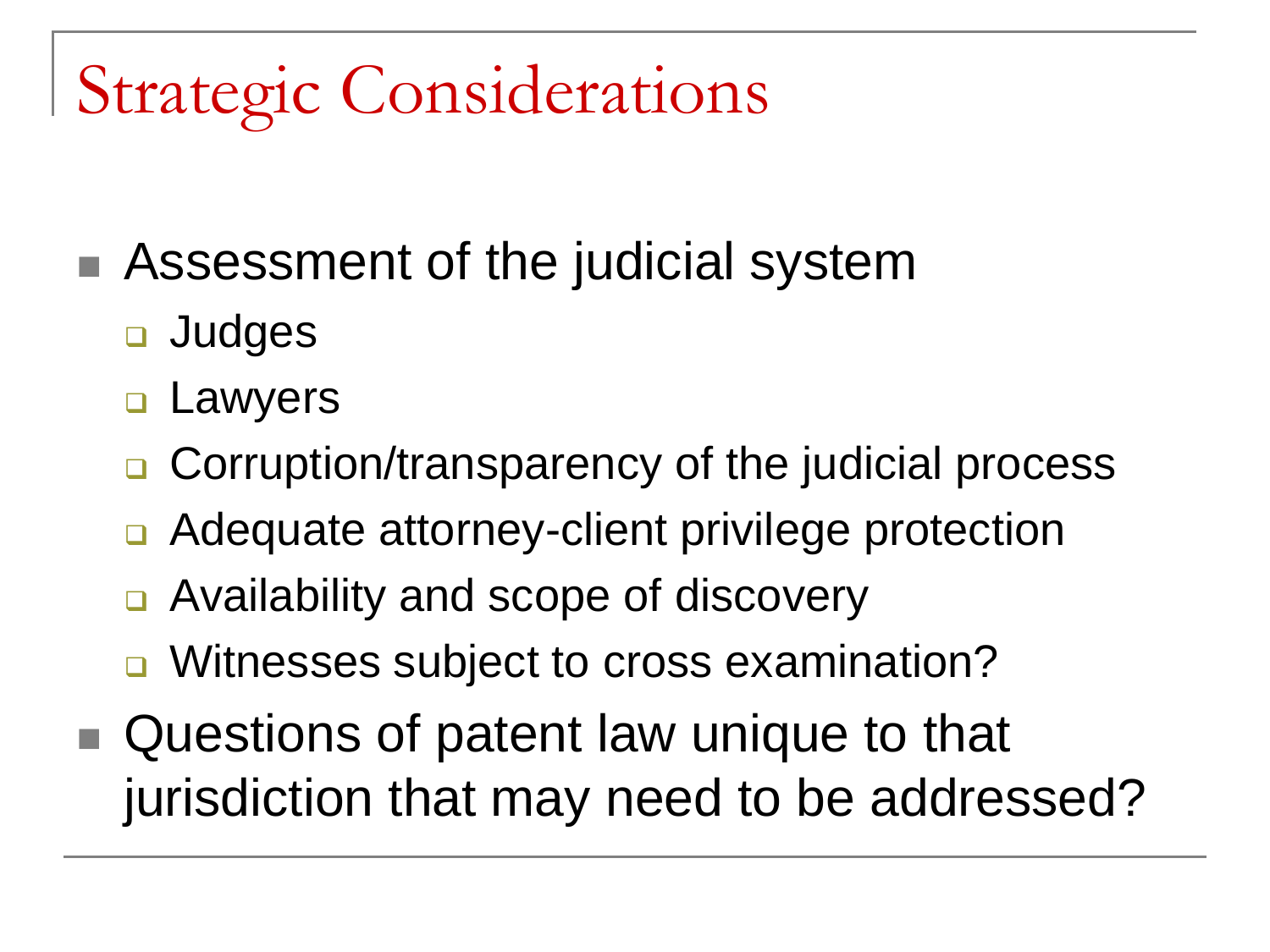# Strategic Considerations

- Assessment of the judicial system
  - Judges
  - Lawyers
  - Corruption/transparency of the judicial process
  - Adequate attorney-client privilege protection
  - Availability and scope of discovery
  - Witnesses subject to cross examination?
- Questions of patent law unique to that jurisdiction that may need to be addressed?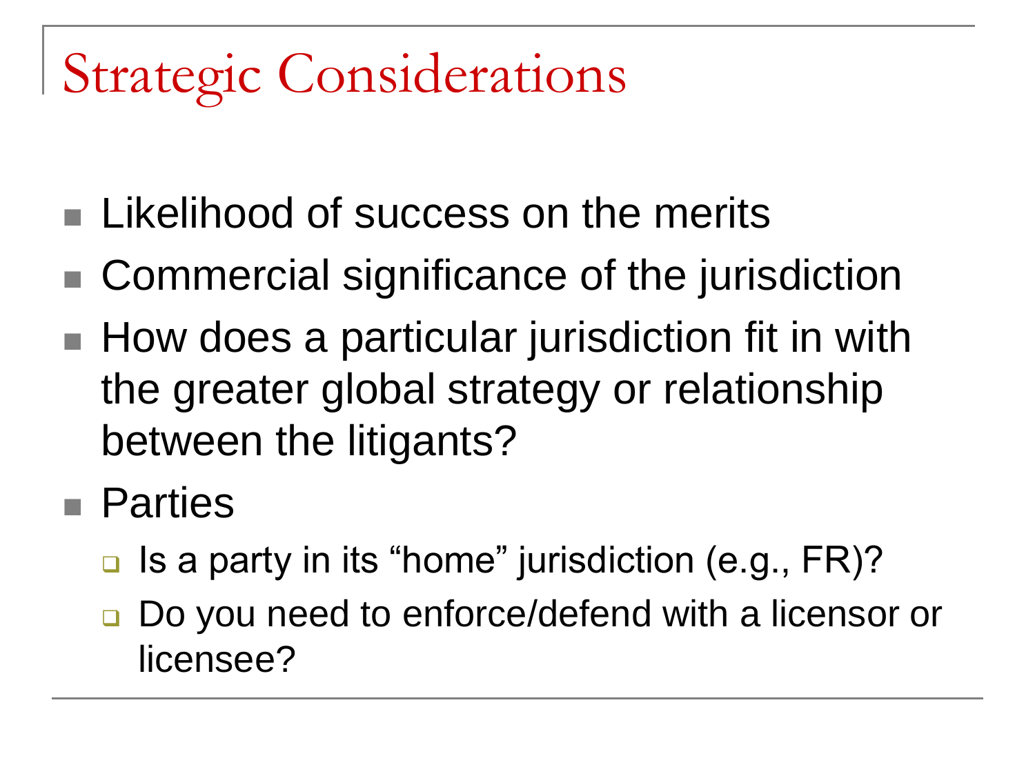# Strategic Considerations

- Likelihood of success on the merits
- Commercial significance of the jurisdiction
- How does a particular jurisdiction fit in with the greater global strategy or relationship between the litigants?
- Parties
  - Is a party in its "home" jurisdiction (e.g., FR)?
  - Do you need to enforce/defend with a licensor or licensee?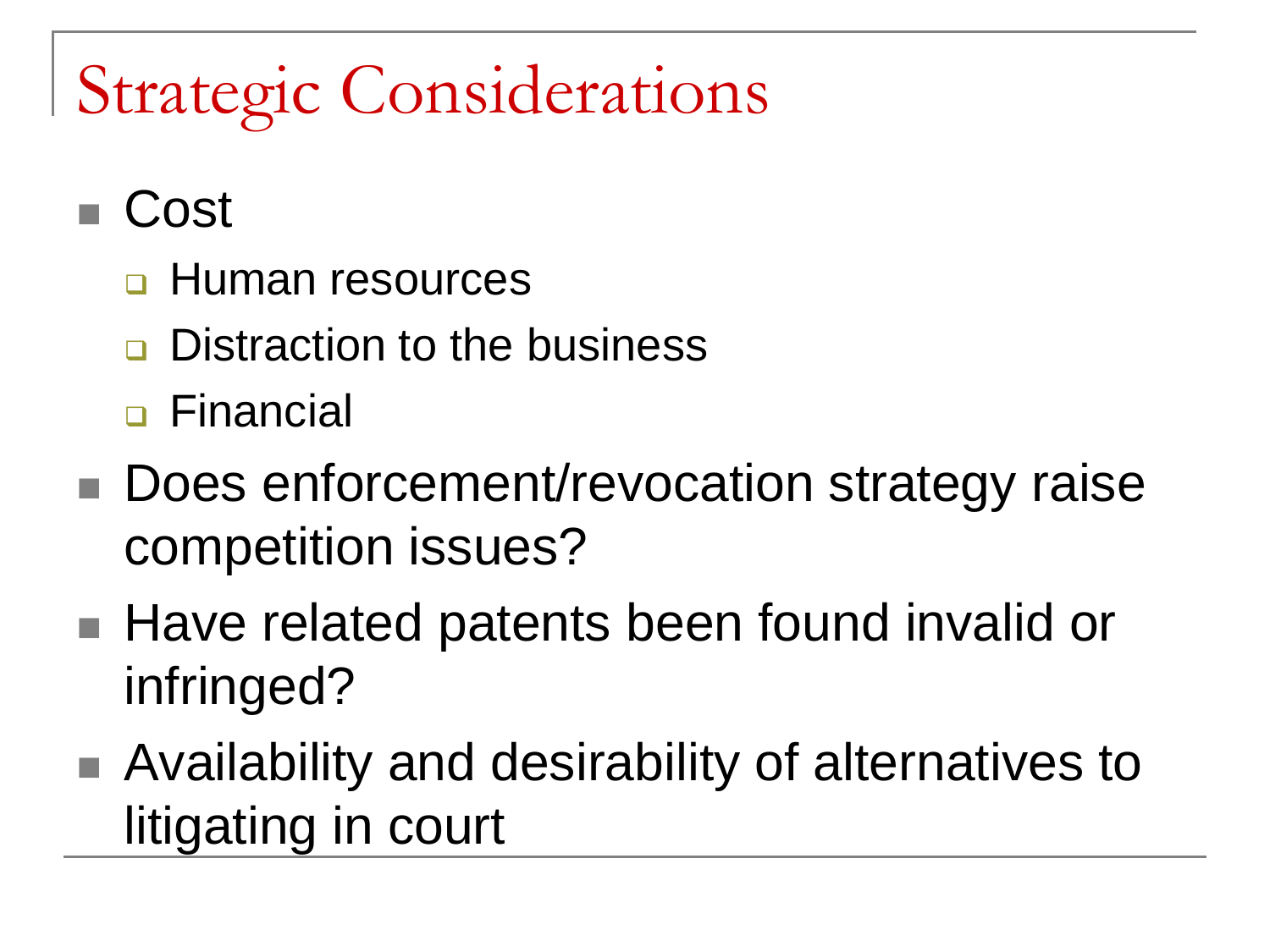# Strategic Considerations

- Cost
  - Human resources
  - Distraction to the business
  - Financial
- Does enforcement/revocation strategy raise competition issues?
- Have related patents been found invalid or infringed?
- Availability and desirability of alternatives to litigating in court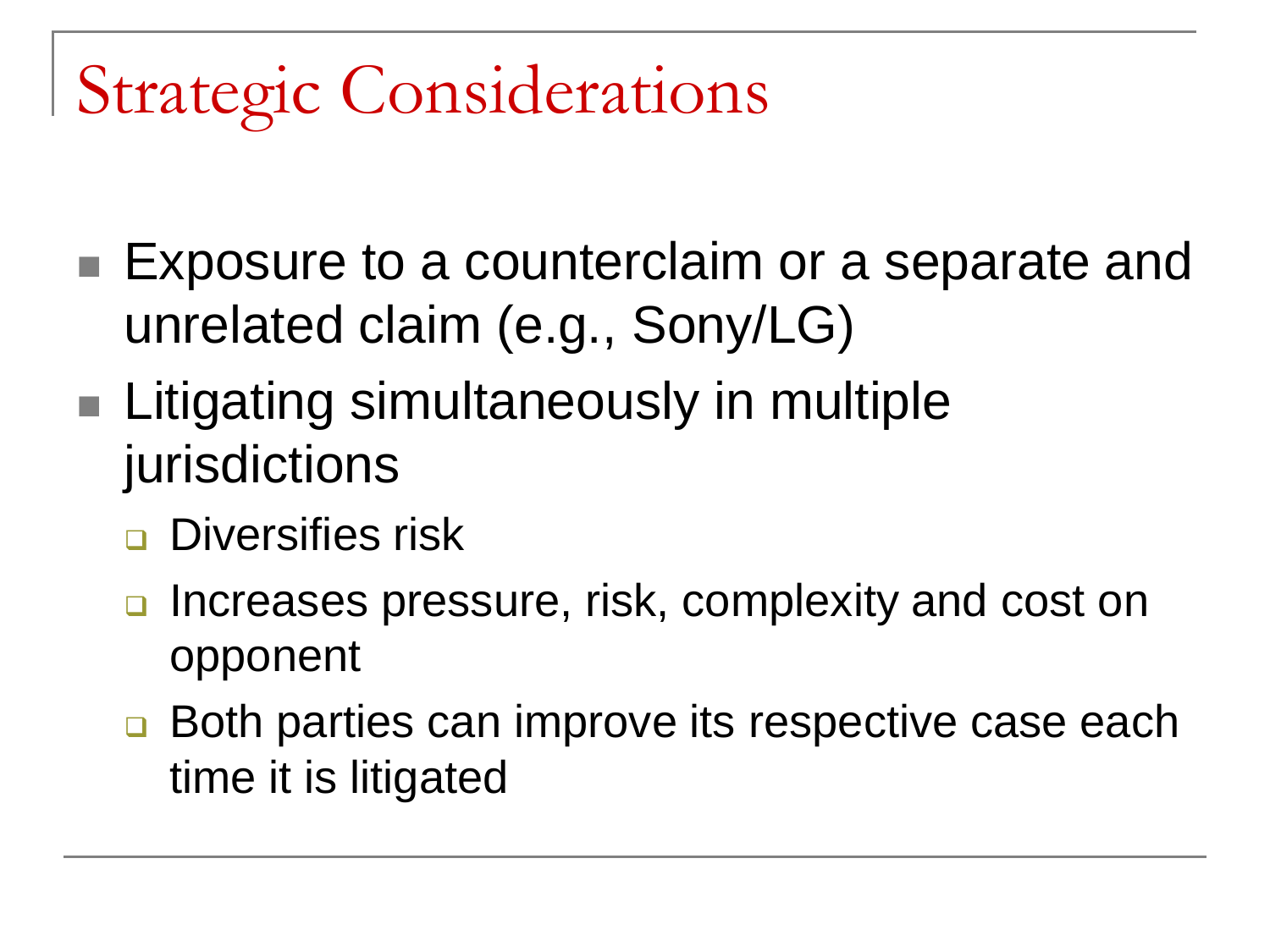# Strategic Considerations

- Exposure to a counterclaim or a separate and unrelated claim (e.g., Sony/LG)
- Litigating simultaneously in multiple jurisdictions
  - Diversifies risk
  - Increases pressure, risk, complexity and cost on opponent
  - Both parties can improve its respective case each time it is litigated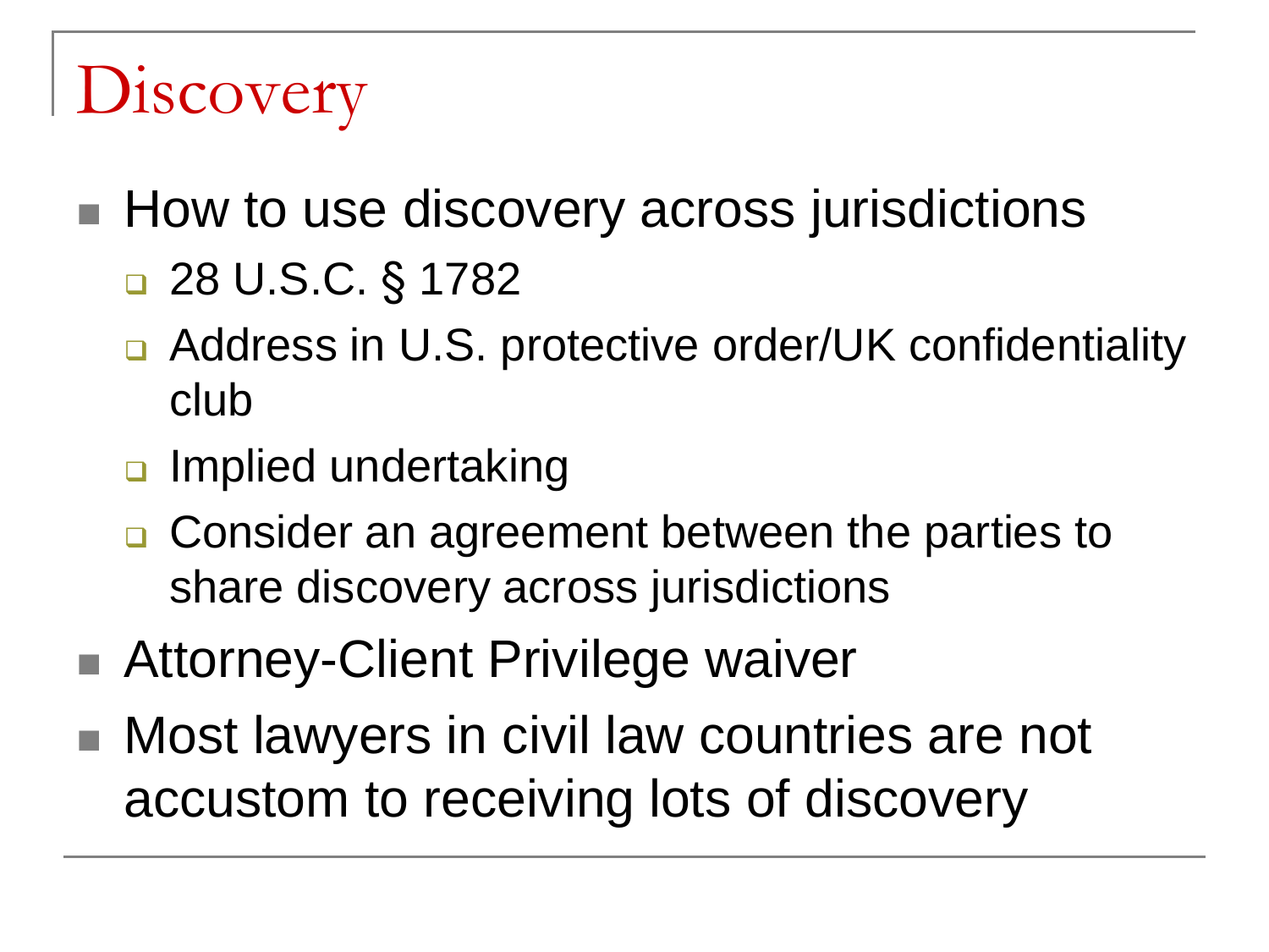# Discovery

- How to use discovery across jurisdictions
  - 28 U.S.C. § 1782
  - Address in U.S. protective order/UK confidentiality club
  - Implied undertaking
  - Consider an agreement between the parties to share discovery across jurisdictions
- Attorney-Client Privilege waiver
- Most lawyers in civil law countries are not accustom to receiving lots of discovery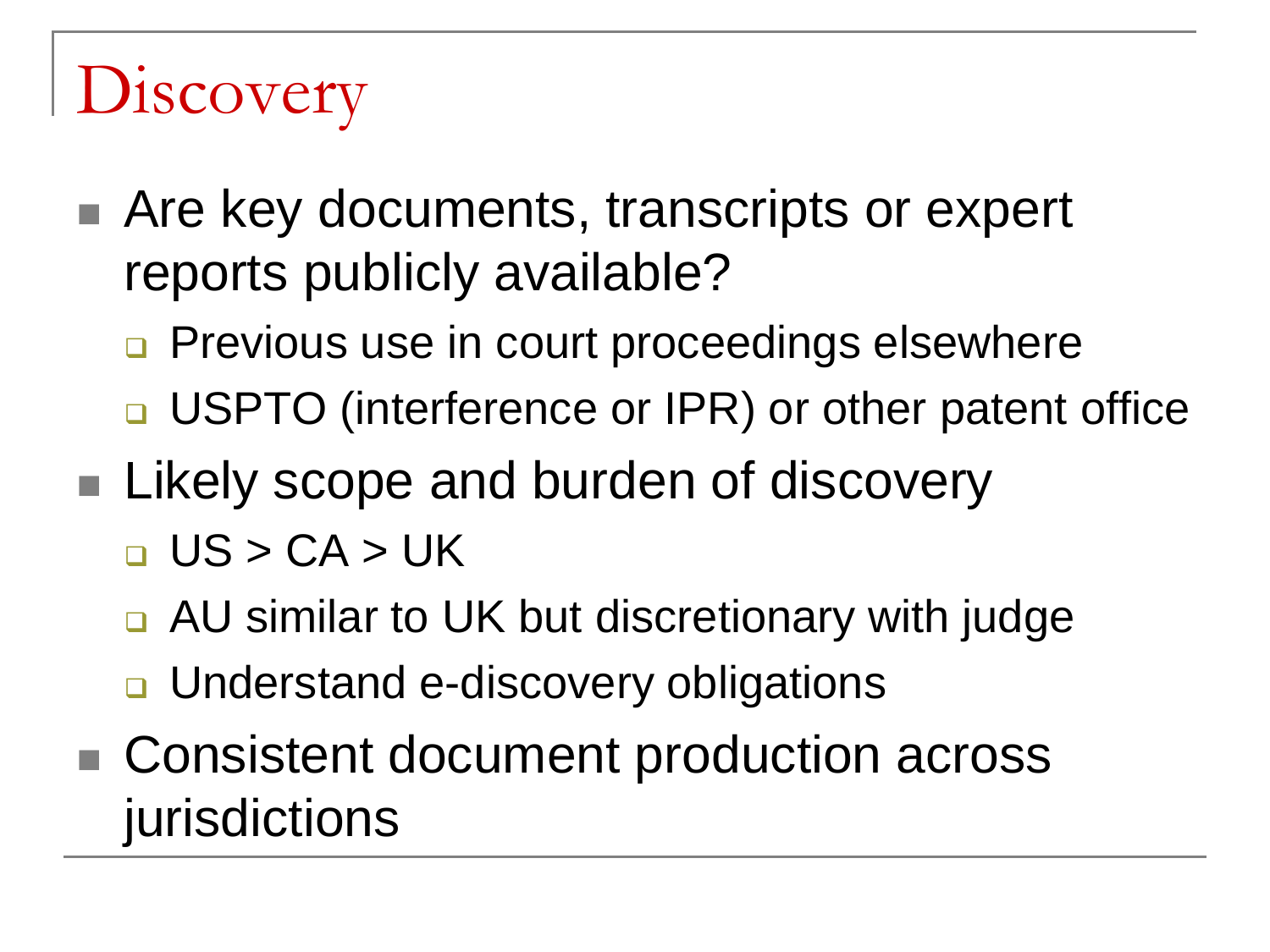# Discovery

- Are key documents, transcripts or expert reports publicly available?
  - Previous use in court proceedings elsewhere
  - USPTO (interference or IPR) or other patent office
- Likely scope and burden of discovery
  - US > CA > UK
  - AU similar to UK but discretionary with judge
  - Understand e-discovery obligations
- Consistent document production across jurisdictions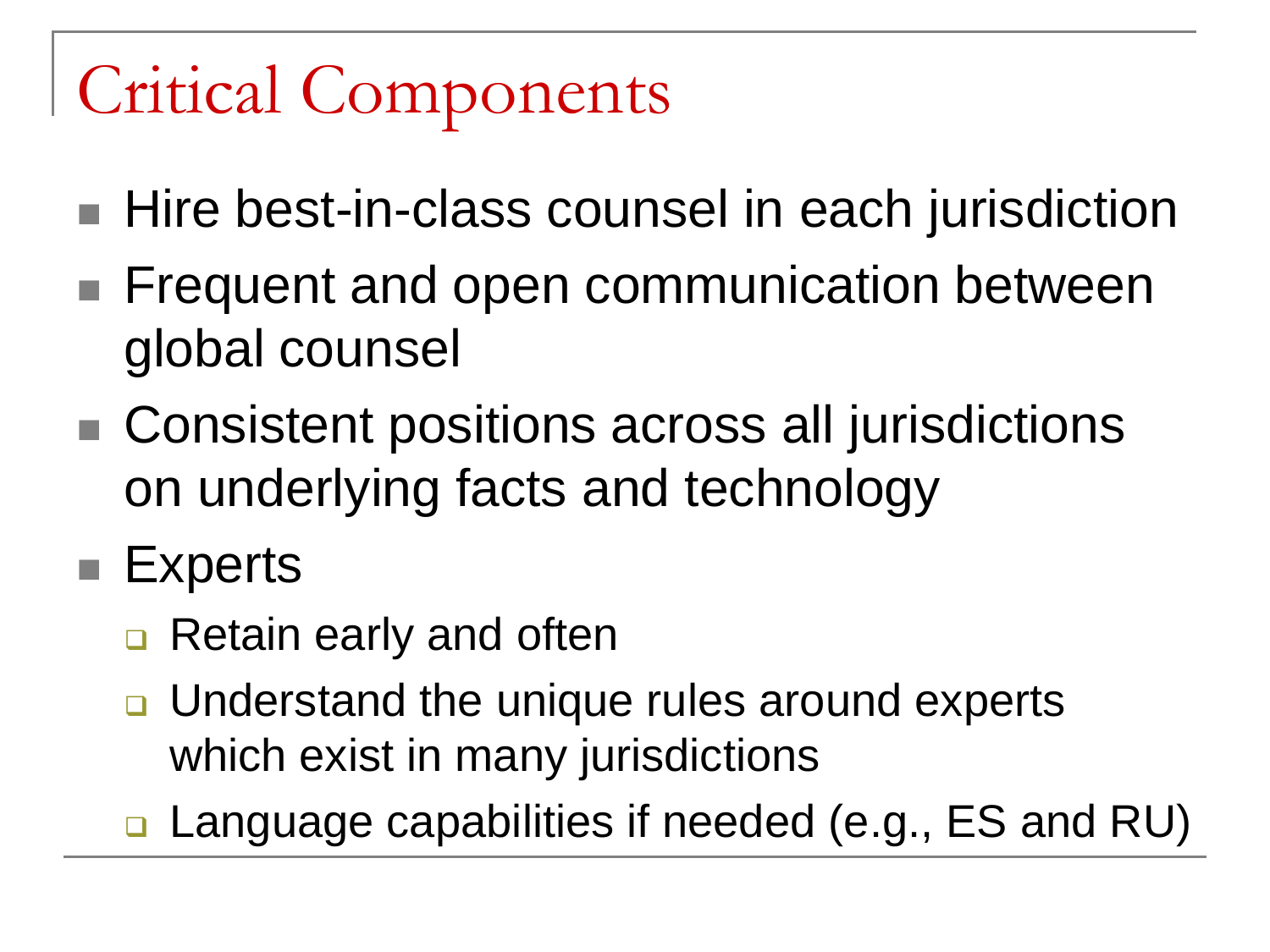# Critical Components

- Hire best-in-class counsel in each jurisdiction
- Frequent and open communication between global counsel
- Consistent positions across all jurisdictions on underlying facts and technology
- Experts
  - Retain early and often
  - Understand the unique rules around experts which exist in many jurisdictions
  - Language capabilities if needed (e.g., ES and RU)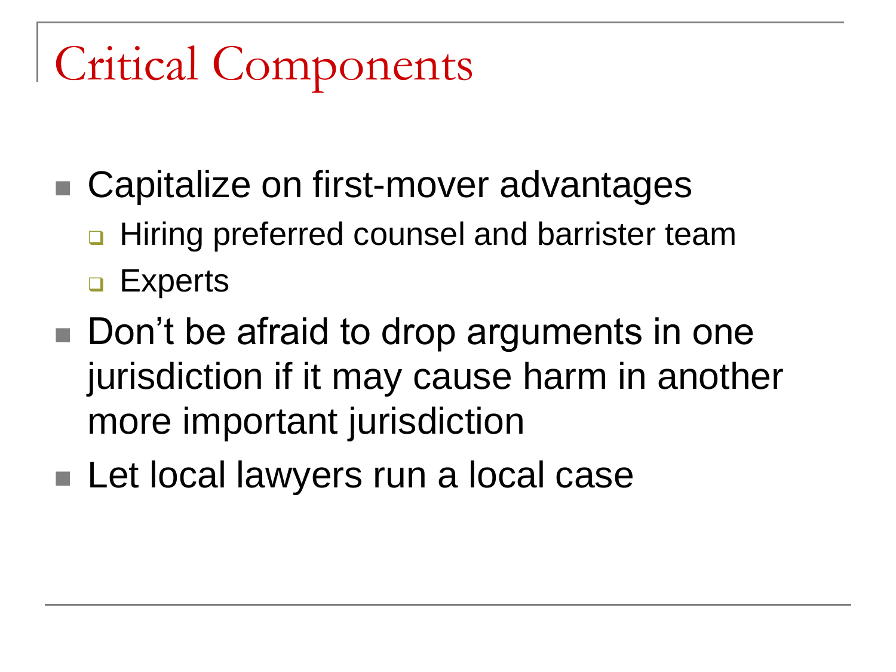# Critical Components

- Capitalize on first-mover advantages
  - Hiring preferred counsel and barrister team
  - Experts
- Don't be afraid to drop arguments in one jurisdiction if it may cause harm in another more important jurisdiction
- Let local lawyers run a local case